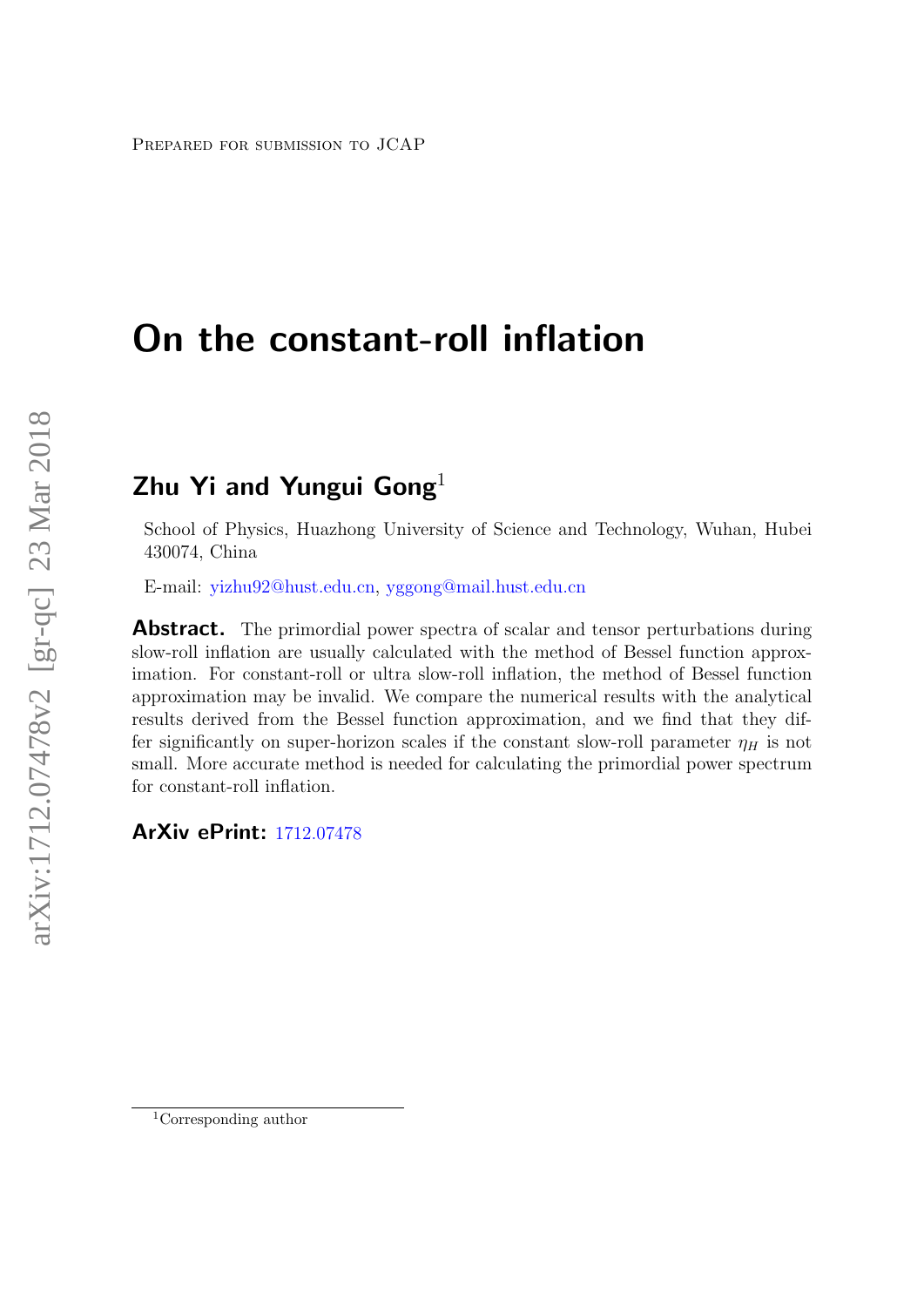Prepared for submission to JCAP

# On the constant-roll inflation

## Zhu Yi and Yungui Gong[1]

School of Physics, Huazhong University of Science and Technology, Wuhan, Hubei 430074, China

E-mail: yizhu92@hust.edu.cn, yggong@mail.hust.edu.cn

**Abstract.** The primordial power spectra of scalar and tensor perturbations during slow-roll inflation are usually calculated with the method of Bessel function approximation. For constant-roll or ultra slow-roll inflation, the method of Bessel function approximation may be invalid. We compare the numerical results with the analytical results derived from the Bessel function approximation, and we find that they differ significantly on super-horizon scales if the constant slow-roll parameter $\eta_H$ is not small. More accurate method is needed for calculating the primordial power spectrum for constant-roll inflation.

**ArXiv ePrint:** 1712.07478

[1] Corresponding author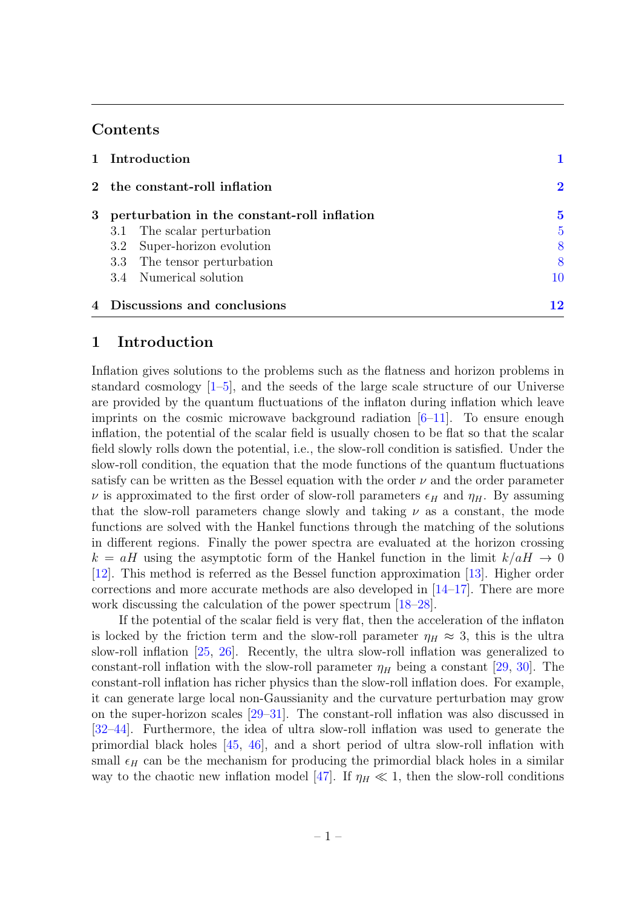## Contents

| | | |
|---|---|---|
| 1 | Introduction | 1 |
| 2 | the constant-roll inflation | 2 |
| 3 | perturbation in the constant-roll inflation | 5 |
| | 3.1 The scalar perturbation | 5 |
| | 3.2 Super-horizon evolution | 8 |
| | 3.3 The tensor perturbation | 8 |
| | 3.4 Numerical solution | 10 |
| 4 | Discussions and conclusions | 12 |

# 1 Introduction

Inflation gives solutions to the problems such as the flatness and horizon problems in standard cosmology [1–5], and the seeds of the large scale structure of our Universe are provided by the quantum fluctuations of the inflaton during inflation which leave imprints on the cosmic microwave background radiation [6–11]. To ensure enough inflation, the potential of the scalar field is usually chosen to be flat so that the scalar field slowly rolls down the potential, i.e., the slow-roll condition is satisfied. Under the slow-roll condition, the equation that the mode functions of the quantum fluctuations satisfy can be written as the Bessel equation with the order $\nu$ and the order parameter $\nu$ is approximated to the first order of slow-roll parameters $\epsilon_H$ and $\eta_H$. By assuming that the slow-roll parameters change slowly and taking $\nu$ as a constant, the mode functions are solved with the Hankel functions through the matching of the solutions in different regions. Finally the power spectra are evaluated at the horizon crossing $k = aH$ using the asymptotic form of the Hankel function in the limit $k/aH \to 0$ [12]. This method is referred as the Bessel function approximation [13]. Higher order corrections and more accurate methods are also developed in [14–17]. There are more work discussing the calculation of the power spectrum [18–28].

If the potential of the scalar field is very flat, then the acceleration of the inflaton is locked by the friction term and the slow-roll parameter $\eta_H \approx 3$, this is the ultra slow-roll inflation [25, 26]. Recently, the ultra slow-roll inflation was generalized to constant-roll inflation with the slow-roll parameter $\eta_H$ being a constant [29, 30]. The constant-roll inflation has richer physics than the slow-roll inflation does. For example, it can generate large local non-Gaussianity and the curvature perturbation may grow on the super-horizon scales [29–31]. The constant-roll inflation was also discussed in [32–44]. Furthermore, the idea of ultra slow-roll inflation was used to generate the primordial black holes [45, 46], and a short period of ultra slow-roll inflation with small $\epsilon_H$ can be the mechanism for producing the primordial black holes in a similar way to the chaotic new inflation model [47]. If $\eta_H \ll 1$, then the slow-roll conditions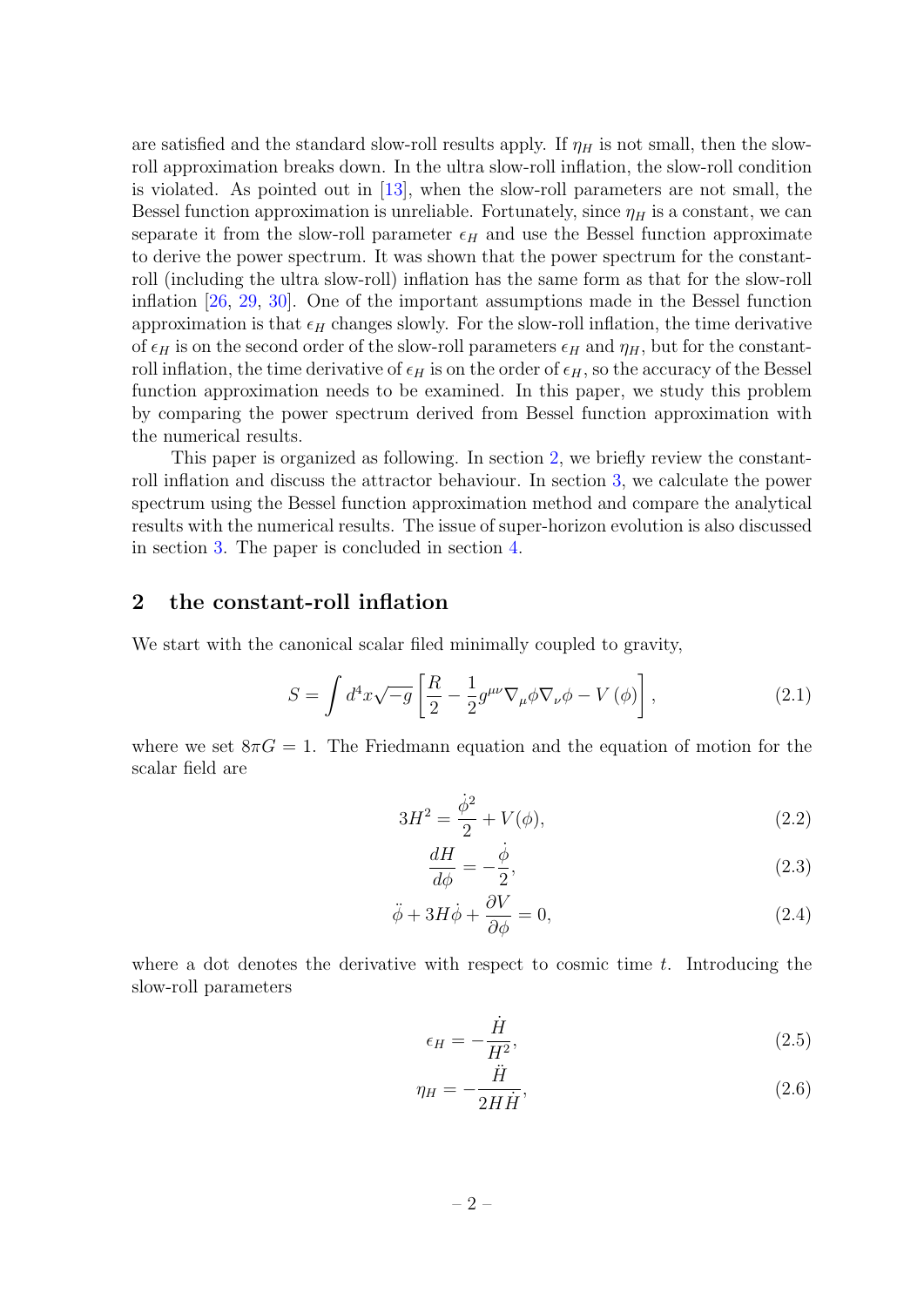are satisfied and the standard slow-roll results apply. If $\eta_H$ is not small, then the slow-roll approximation breaks down. In the ultra slow-roll inflation, the slow-roll condition is violated. As pointed out in [13], when the slow-roll parameters are not small, the Bessel function approximation is unreliable. Fortunately, since $\eta_H$ is a constant, we can separate it from the slow-roll parameter $\epsilon_H$ and use the Bessel function approximate to derive the power spectrum. It was shown that the power spectrum for the constant-roll (including the ultra slow-roll) inflation has the same form as that for the slow-roll inflation [26, 29, 30]. One of the important assumptions made in the Bessel function approximation is that $\epsilon_H$ changes slowly. For the slow-roll inflation, the time derivative of $\epsilon_H$ is on the second order of the slow-roll parameters $\epsilon_H$ and $\eta_H$, but for the constant-roll inflation, the time derivative of $\epsilon_H$ is on the order of $\epsilon_H$, so the accuracy of the Bessel function approximation needs to be examined. In this paper, we study this problem by comparing the power spectrum derived from Bessel function approximation with the numerical results.

This paper is organized as following. In section 2, we briefly review the constant-roll inflation and discuss the attractor behaviour. In section 3, we calculate the power spectrum using the Bessel function approximation method and compare the analytical results with the numerical results. The issue of super-horizon evolution is also discussed in section 3. The paper is concluded in section 4.

## 2 the constant-roll inflation

We start with the canonical scalar filed minimally coupled to gravity,

$$S = \int d^4x\sqrt{-g}\left[\frac{R}{2} - \frac{1}{2}g^{\mu\nu}\nabla_\mu\phi\nabla_\nu\phi - V\left(\phi\right)\right], \tag{2.1}$$

where we set $8\pi G = 1$. The Friedmann equation and the equation of motion for the scalar field are

$$3H^2 = \frac{\dot{\phi}^2}{2} + V(\phi), \tag{2.2}$$

$$\frac{dH}{d\phi} = -\frac{\dot{\phi}}{2}, \tag{2.3}$$

$$\ddot{\phi} + 3H\dot{\phi} + \frac{\partial V}{\partial \phi} = 0, \tag{2.4}$$

where a dot denotes the derivative with respect to cosmic time $t$. Introducing the slow-roll parameters

$$\epsilon_H = -\frac{\dot{H}}{H^2}, \tag{2.5}$$

$$\eta_H = -\frac{\ddot{H}}{2H\dot{H}}, \tag{2.6}$$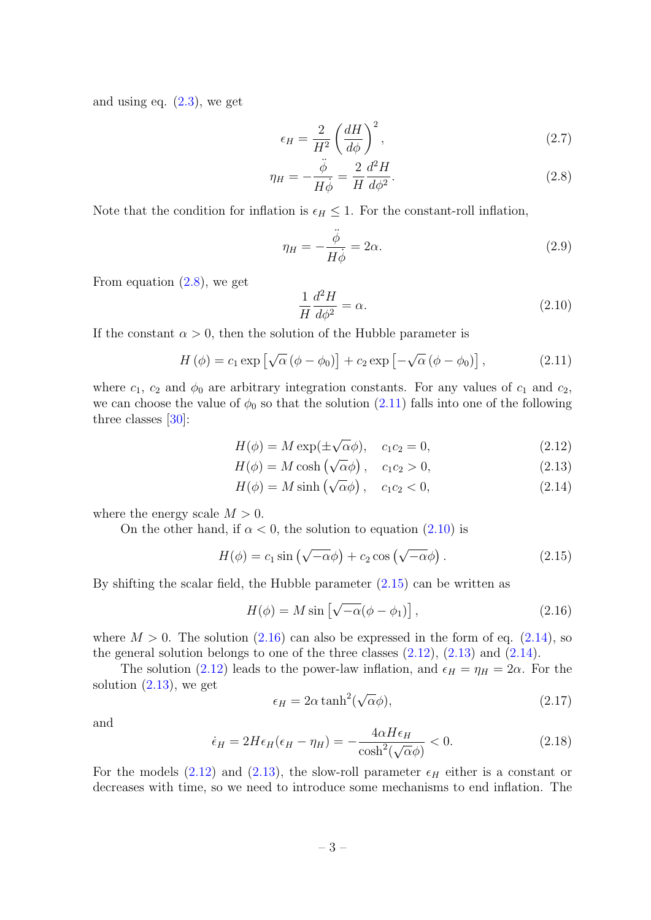and using eq. (2.3), we get

$$\epsilon_H = \frac{2}{H^2}\left(\frac{dH}{d\phi}\right)^2, \tag{2.7}$$

$$\eta_H = -\frac{\ddot{\phi}}{H\dot{\phi}} = \frac{2}{H}\frac{d^2H}{d\phi^2}. \tag{2.8}$$

Note that the condition for inflation is $\epsilon_H \leq 1$. For the constant-roll inflation,

$$\eta_H = -\frac{\ddot{\phi}}{H\dot{\phi}} = 2\alpha. \tag{2.9}$$

From equation (2.8), we get

$$\frac{1}{H}\frac{d^2H}{d\phi^2} = \alpha. \tag{2.10}$$

If the constant $\alpha > 0$, then the solution of the Hubble parameter is

$$H(\phi) = c_1 \exp\left[\sqrt{\alpha}\,(\phi - \phi_0)\right] + c_2 \exp\left[-\sqrt{\alpha}\,(\phi - \phi_0)\right], \tag{2.11}$$

where $c_1$, $c_2$ and $\phi_0$ are arbitrary integration constants. For any values of $c_1$ and $c_2$, we can choose the value of $\phi_0$ so that the solution (2.11) falls into one of the following three classes [30]:

$$H(\phi) = M\exp(\pm\sqrt{\alpha}\phi), \quad c_1c_2 = 0, \tag{2.12}$$

$$H(\phi) = M\cosh\left(\sqrt{\alpha}\phi\right), \quad c_1c_2 > 0, \tag{2.13}$$

$$H(\phi) = M\sinh\left(\sqrt{\alpha}\phi\right), \quad c_1c_2 < 0, \tag{2.14}$$

where the energy scale $M > 0$.

On the other hand, if $\alpha < 0$, the solution to equation (2.10) is

$$H(\phi) = c_1 \sin\left(\sqrt{-\alpha}\phi\right) + c_2 \cos\left(\sqrt{-\alpha}\phi\right). \tag{2.15}$$

By shifting the scalar field, the Hubble parameter (2.15) can be written as

$$H(\phi) = M\sin\left[\sqrt{-\alpha}(\phi - \phi_1)\right], \tag{2.16}$$

where $M > 0$. The solution (2.16) can also be expressed in the form of eq. (2.14), so the general solution belongs to one of the three classes (2.12), (2.13) and (2.14).

The solution (2.12) leads to the power-law inflation, and $\epsilon_H = \eta_H = 2\alpha$. For the solution (2.13), we get

$$\epsilon_H = 2\alpha\tanh^2(\sqrt{\alpha}\phi), \tag{2.17}$$

and

$$\dot{\epsilon}_H = 2H\epsilon_H(\epsilon_H - \eta_H) = -\frac{4\alpha H\epsilon_H}{\cosh^2(\sqrt{\alpha}\phi)} < 0. \tag{2.18}$$

For the models (2.12) and (2.13), the slow-roll parameter $\epsilon_H$ either is a constant or decreases with time, so we need to introduce some mechanisms to end inflation. The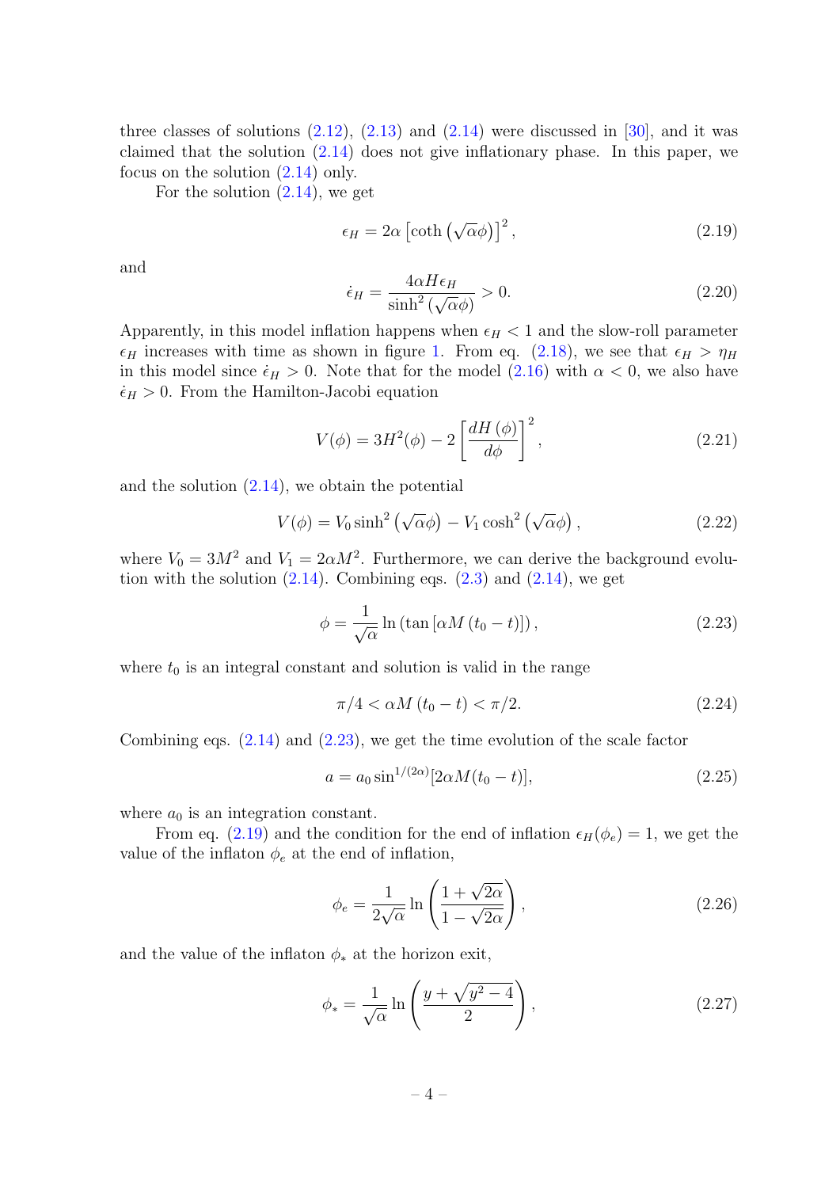three classes of solutions (2.12), (2.13) and (2.14) were discussed in [30], and it was claimed that the solution (2.14) does not give inflationary phase. In this paper, we focus on the solution (2.14) only.

For the solution (2.14), we get

$$\epsilon_H = 2\alpha \left[\coth\left(\sqrt{\alpha}\phi\right)\right]^2, \tag{2.19}$$

and

$$\dot{\epsilon}_H = \frac{4\alpha H \epsilon_H}{\sinh^2\left(\sqrt{\alpha}\phi\right)} > 0. \tag{2.20}$$

Apparently, in this model inflation happens when $\epsilon_H < 1$ and the slow-roll parameter $\epsilon_H$ increases with time as shown in figure 1. From eq. (2.18), we see that $\epsilon_H > \eta_H$ in this model since $\dot{\epsilon}_H > 0$. Note that for the model (2.16) with $\alpha < 0$, we also have $\dot{\epsilon}_H > 0$. From the Hamilton-Jacobi equation

$$V(\phi) = 3H^2(\phi) - 2\left[\frac{dH(\phi)}{d\phi}\right]^2, \tag{2.21}$$

and the solution (2.14), we obtain the potential

$$V(\phi) = V_0 \sinh^2\left(\sqrt{\alpha}\phi\right) - V_1 \cosh^2\left(\sqrt{\alpha}\phi\right), \tag{2.22}$$

where $V_0 = 3M^2$ and $V_1 = 2\alpha M^2$. Furthermore, we can derive the background evolution with the solution (2.14). Combining eqs. (2.3) and (2.14), we get

$$\phi = \frac{1}{\sqrt{\alpha}} \ln\left(\tan\left[\alpha M\left(t_0 - t\right)\right]\right), \tag{2.23}$$

where $t_0$ is an integral constant and solution is valid in the range

$$\pi/4 < \alpha M\left(t_0 - t\right) < \pi/2. \tag{2.24}$$

Combining eqs. (2.14) and (2.23), we get the time evolution of the scale factor

$$a = a_0 \sin^{1/(2\alpha)}[2\alpha M(t_0 - t)], \tag{2.25}$$

where $a_0$ is an integration constant.

From eq. (2.19) and the condition for the end of inflation $\epsilon_H(\phi_e) = 1$, we get the value of the inflaton $\phi_e$ at the end of inflation,

$$\phi_e = \frac{1}{2\sqrt{\alpha}} \ln\left(\frac{1+\sqrt{2\alpha}}{1-\sqrt{2\alpha}}\right), \tag{2.26}$$

and the value of the inflaton $\phi_*$ at the horizon exit,

$$\phi_* = \frac{1}{\sqrt{\alpha}} \ln\left(\frac{y+\sqrt{y^2-4}}{2}\right), \tag{2.27}$$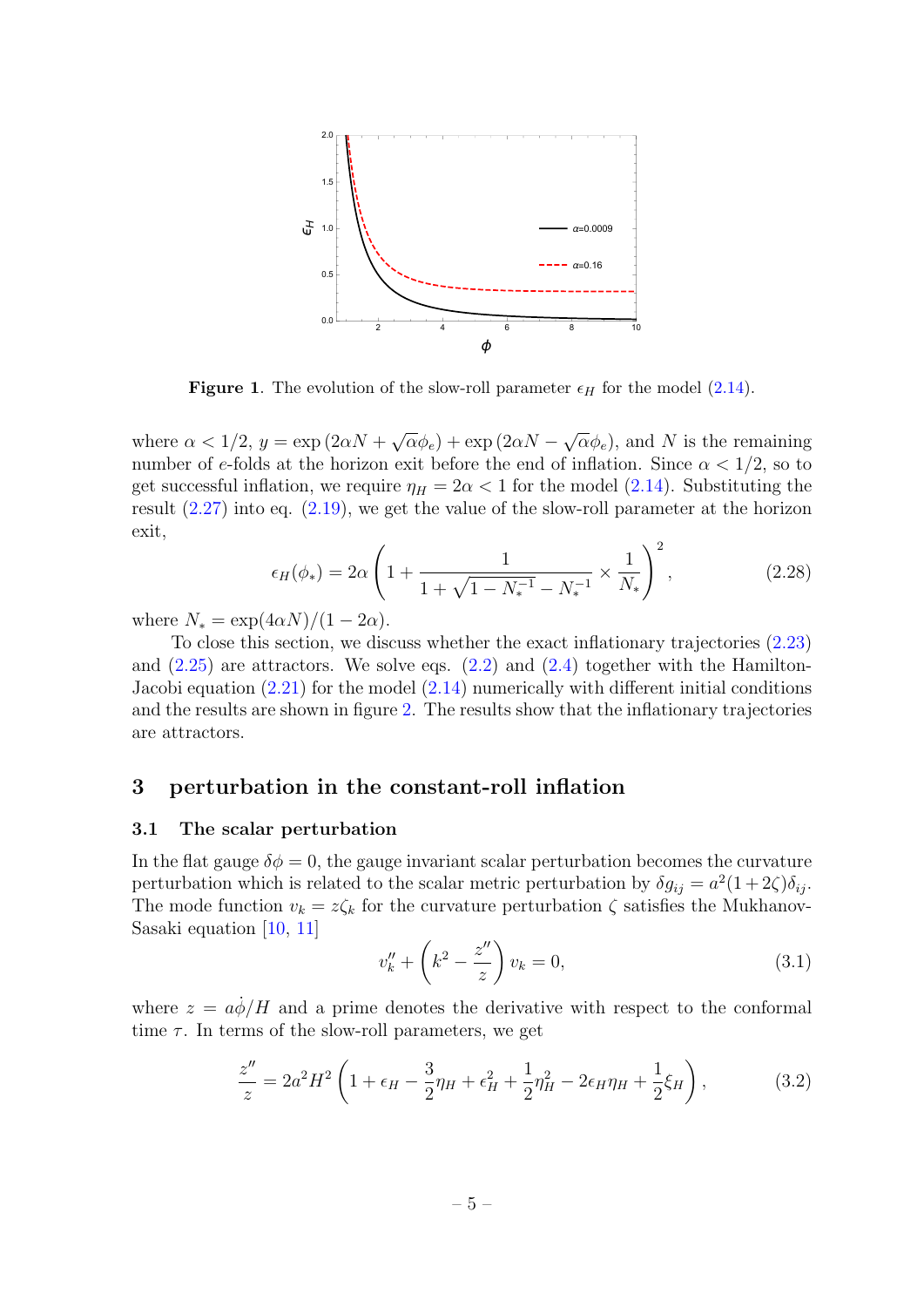**Figure 1**. The evolution of the slow-roll parameter $\epsilon_H$ for the model (2.14).

where $\alpha < 1/2$, $y = \exp\left(2\alpha N + \sqrt{\alpha}\phi_e\right) + \exp\left(2\alpha N - \sqrt{\alpha}\phi_e\right)$, and $N$ is the remaining number of $e$-folds at the horizon exit before the end of inflation. Since $\alpha < 1/2$, so to get successful inflation, we require $\eta_H = 2\alpha < 1$ for the model (2.14). Substituting the result (2.27) into eq. (2.19), we get the value of the slow-roll parameter at the horizon exit,

$$
\epsilon_H(\phi_*) = 2\alpha \left(1 + \frac{1}{1 + \sqrt{1 - N_*^{-1}} - N_*^{-1}} \times \frac{1}{N_*}\right)^2, \tag{2.28}
$$

where $N_* = \exp(4\alpha N)/(1 - 2\alpha)$.

To close this section, we discuss whether the exact inflationary trajectories (2.23) and (2.25) are attractors. We solve eqs. (2.2) and (2.4) together with the Hamilton-Jacobi equation (2.21) for the model (2.14) numerically with different initial conditions and the results are shown in figure 2. The results show that the inflationary trajectories are attractors.

## 3 perturbation in the constant-roll inflation

### 3.1 The scalar perturbation

In the flat gauge $\delta\phi = 0$, the gauge invariant scalar perturbation becomes the curvature perturbation which is related to the scalar metric perturbation by $\delta g_{ij} = a^2(1 + 2\zeta)\delta_{ij}$. The mode function $v_k = z\zeta_k$ for the curvature perturbation $\zeta$ satisfies the Mukhanov-Sasaki equation [10, 11]

$$
v_k'' + \left(k^2 - \frac{z''}{z}\right) v_k = 0, \tag{3.1}
$$

where $z = a\dot{\phi}/H$ and a prime denotes the derivative with respect to the conformal time $\tau$. In terms of the slow-roll parameters, we get

$$
\frac{z''}{z} = 2a^2H^2 \left(1 + \epsilon_H - \frac{3}{2}\eta_H + \epsilon_H^2 + \frac{1}{2}\eta_H^2 - 2\epsilon_H\eta_H + \frac{1}{2}\xi_H\right), \tag{3.2}
$$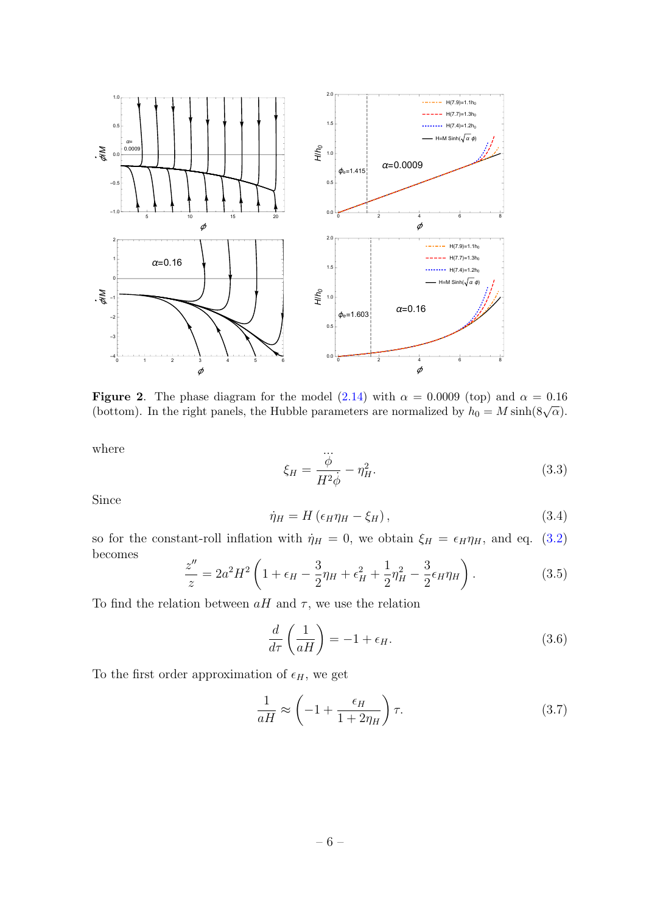**Figure 2**. The phase diagram for the model (2.14) with $\alpha = 0.0009$ (top) and $\alpha = 0.16$ (bottom). In the right panels, the Hubble parameters are normalized by $h_0 = M\sinh(8\sqrt{\alpha})$.

where

$$\xi_H = \frac{\dddot{\phi}}{H^2\dot{\phi}} - \eta_H^2. \tag{3.3}$$

Since

$$\dot{\eta}_H = H\left(\epsilon_H\eta_H - \xi_H\right), \tag{3.4}$$

so for the constant-roll inflation with $\dot{\eta}_H = 0$, we obtain $\xi_H = \epsilon_H\eta_H$, and eq. (3.2) becomes

$$\frac{z''}{z} = 2a^2H^2\left(1 + \epsilon_H - \frac{3}{2}\eta_H + \epsilon_H^2 + \frac{1}{2}\eta_H^2 - \frac{3}{2}\epsilon_H\eta_H\right). \tag{3.5}$$

To find the relation between $aH$ and $\tau$, we use the relation

$$\frac{d}{d\tau}\left(\frac{1}{aH}\right) = -1 + \epsilon_H. \tag{3.6}$$

To the first order approximation of $\epsilon_H$, we get

$$\frac{1}{aH} \approx \left(-1 + \frac{\epsilon_H}{1 + 2\eta_H}\right)\tau. \tag{3.7}$$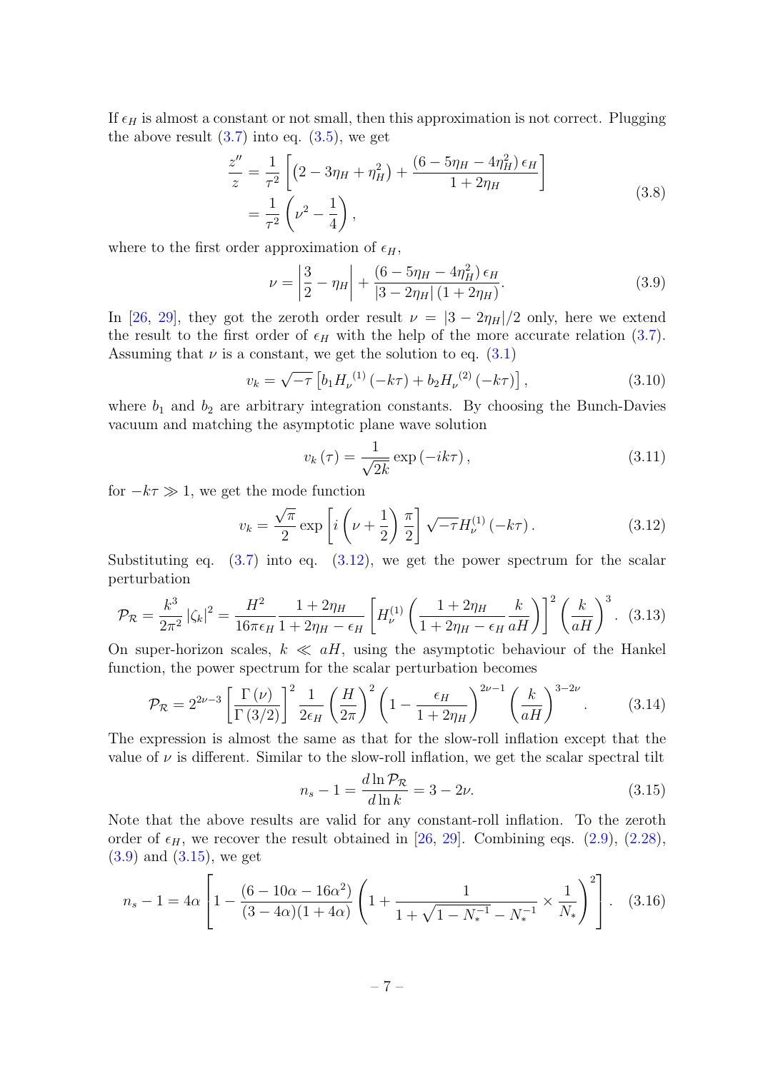If $\epsilon_H$ is almost a constant or not small, then this approximation is not correct. Plugging the above result (3.7) into eq. (3.5), we get

$$
\begin{aligned}
\frac{z''}{z} &= \frac{1}{\tau^2}\left[\left(2-3\eta_H+\eta_H^2\right)+\frac{\left(6-5\eta_H-4\eta_H^2\right)\epsilon_H}{1+2\eta_H}\right] \\
&= \frac{1}{\tau^2}\left(\nu^2-\frac{1}{4}\right),
\end{aligned}
\tag{3.8}
$$

where to the first order approximation of $\epsilon_H$,

$$
\nu = \left|\frac{3}{2}-\eta_H\right| + \frac{\left(6-5\eta_H-4\eta_H^2\right)\epsilon_H}{|3-2\eta_H|\left(1+2\eta_H\right)}. \tag{3.9}
$$

In [26, 29], they got the zeroth order result $\nu = |3-2\eta_H|/2$ only, here we extend the result to the first order of $\epsilon_H$ with the help of the more accurate relation (3.7). Assuming that $\nu$ is a constant, we get the solution to eq. (3.1)

$$
v_k = \sqrt{-\tau}\left[b_1 {H_\nu}^{(1)}\left(-k\tau\right)+b_2 {H_\nu}^{(2)}\left(-k\tau\right)\right], \tag{3.10}
$$

where $b_1$ and $b_2$ are arbitrary integration constants. By choosing the Bunch-Davies vacuum and matching the asymptotic plane wave solution

$$
v_k\left(\tau\right) = \frac{1}{\sqrt{2k}}\exp\left(-ik\tau\right), \tag{3.11}
$$

for $-k\tau \gg 1$, we get the mode function

$$
v_k = \frac{\sqrt{\pi}}{2}\exp\left[i\left(\nu+\frac{1}{2}\right)\frac{\pi}{2}\right]\sqrt{-\tau}H_\nu^{(1)}\left(-k\tau\right). \tag{3.12}
$$

Substituting eq. (3.7) into eq. (3.12), we get the power spectrum for the scalar perturbation

$$
\mathcal{P}_{\mathcal{R}} = \frac{k^3}{2\pi^2}\left|\zeta_k\right|^2 = \frac{H^2}{16\pi\epsilon_H}\frac{1+2\eta_H}{1+2\eta_H-\epsilon_H}\left[H_\nu^{(1)}\left(\frac{1+2\eta_H}{1+2\eta_H-\epsilon_H}\frac{k}{aH}\right)\right]^2\left(\frac{k}{aH}\right)^3. \tag{3.13}
$$

On super-horizon scales, $k \ll aH$, using the asymptotic behaviour of the Hankel function, the power spectrum for the scalar perturbation becomes

$$
\mathcal{P}_{\mathcal{R}} = 2^{2\nu-3}\left[\frac{\Gamma\left(\nu\right)}{\Gamma\left(3/2\right)}\right]^2\frac{1}{2\epsilon_H}\left(\frac{H}{2\pi}\right)^2\left(1-\frac{\epsilon_H}{1+2\eta_H}\right)^{2\nu-1}\left(\frac{k}{aH}\right)^{3-2\nu}. \tag{3.14}
$$

The expression is almost the same as that for the slow-roll inflation except that the value of $\nu$ is different. Similar to the slow-roll inflation, we get the scalar spectral tilt

$$
n_s - 1 = \frac{d\ln\mathcal{P}_{\mathcal{R}}}{d\ln k} = 3-2\nu. \tag{3.15}
$$

Note that the above results are valid for any constant-roll inflation. To the zeroth order of $\epsilon_H$, we recover the result obtained in [26, 29]. Combining eqs. (2.9), (2.28), (3.9) and (3.15), we get

$$
n_s - 1 = 4\alpha\left[1-\frac{(6-10\alpha-16\alpha^2)}{(3-4\alpha)(1+4\alpha)}\left(1+\frac{1}{1+\sqrt{1-N_*^{-1}-N_*^{-1}}}\times\frac{1}{N_*}\right)^2\right]. \tag{3.16}
$$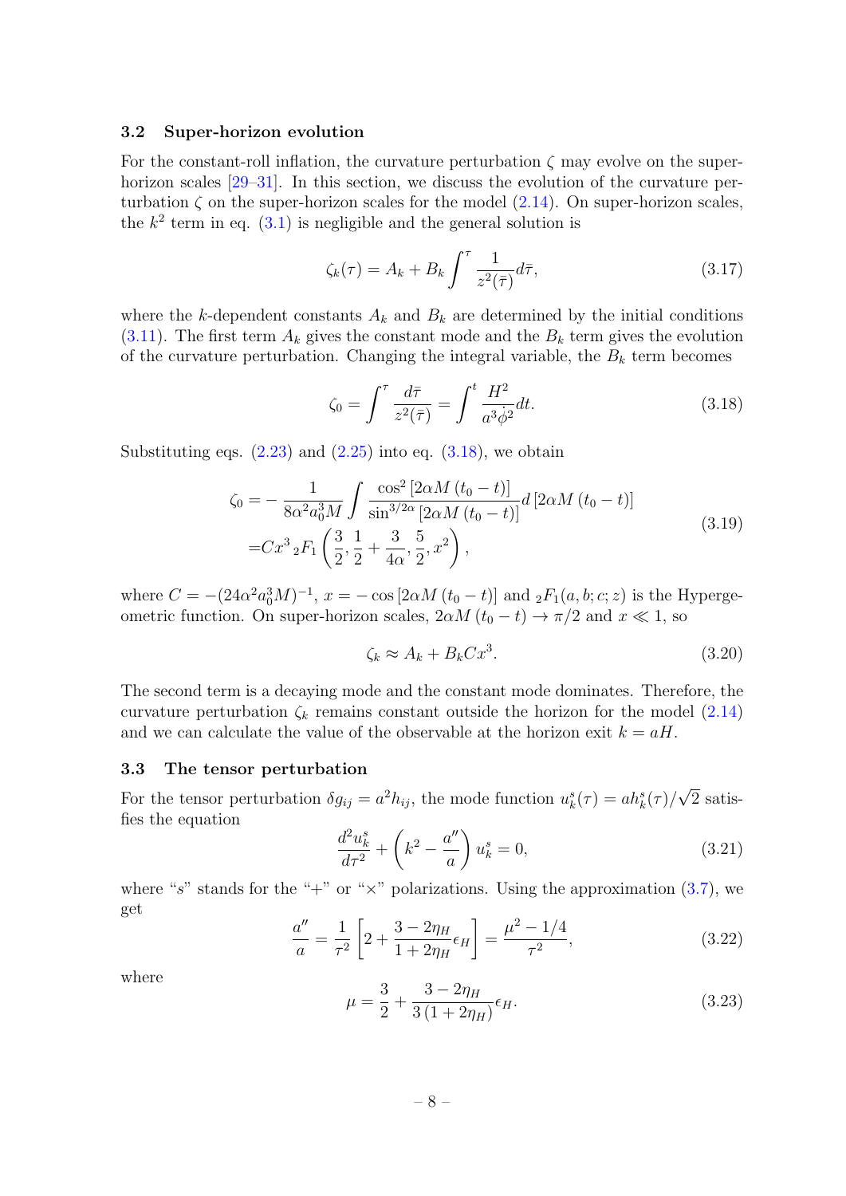### 3.2 Super-horizon evolution

For the constant-roll inflation, the curvature perturbation $\zeta$ may evolve on the super-horizon scales [29–31]. In this section, we discuss the evolution of the curvature perturbation $\zeta$ on the super-horizon scales for the model (2.14). On super-horizon scales, the $k^2$ term in eq. (3.1) is negligible and the general solution is

$$
\zeta_k(\tau) = A_k + B_k \int^{\tau} \frac{1}{z^2(\bar{\tau})} d\bar{\tau}, \tag{3.17}
$$

where the $k$-dependent constants $A_k$ and $B_k$ are determined by the initial conditions (3.11). The first term $A_k$ gives the constant mode and the $B_k$ term gives the evolution of the curvature perturbation. Changing the integral variable, the $B_k$ term becomes

$$
\zeta_0 = \int^{\tau} \frac{d\bar{\tau}}{z^2(\bar{\tau})} = \int^{t} \frac{H^2}{a^3 \dot{\phi}^2} dt. \tag{3.18}
$$

Substituting eqs. (2.23) and (2.25) into eq. (3.18), we obtain

$$
\begin{aligned}
\zeta_0 =& -\frac{1}{8\alpha^2 a_0^3 M} \int \frac{\cos^2\left[2\alpha M\left(t_0 - t\right)\right]}{\sin^{3/2\alpha}\left[2\alpha M\left(t_0 - t\right)\right]} d\left[2\alpha M\left(t_0 - t\right)\right] \\
=& C x^3 \, {}_2F_1\left(\frac{3}{2}, \frac{1}{2} + \frac{3}{4\alpha}, \frac{5}{2}, x^2\right),
\end{aligned} \tag{3.19}
$$

where $C = -(24\alpha^2 a_0^3 M)^{-1}$, $x = -\cos\left[2\alpha M\left(t_0 - t\right)\right]$ and ${}_2F_1(a, b; c; z)$ is the Hypergeometric function. On super-horizon scales, $2\alpha M\left(t_0 - t\right) \to \pi/2$ and $x \ll 1$, so

$$
\zeta_k \approx A_k + B_k C x^3. \tag{3.20}
$$

The second term is a decaying mode and the constant mode dominates. Therefore, the curvature perturbation $\zeta_k$ remains constant outside the horizon for the model (2.14) and we can calculate the value of the observable at the horizon exit $k = aH$.

### 3.3 The tensor perturbation

For the tensor perturbation $\delta g_{ij} = a^2 h_{ij}$, the mode function $u_k^s(\tau) = a h_k^s(\tau)/\sqrt{2}$ satisfies the equation

$$
\frac{d^2 u_k^s}{d\tau^2} + \left(k^2 - \frac{a''}{a}\right) u_k^s = 0, \tag{3.21}
$$

where "$s$" stands for the "+" or "$\times$" polarizations. Using the approximation (3.7), we get

$$
\frac{a''}{a} = \frac{1}{\tau^2}\left[2 + \frac{3 - 2\eta_H}{1 + 2\eta_H}\epsilon_H\right] = \frac{\mu^2 - 1/4}{\tau^2}, \tag{3.22}
$$

where

$$
\mu = \frac{3}{2} + \frac{3 - 2\eta_H}{3\left(1 + 2\eta_H\right)}\epsilon_H. \tag{3.23}
$$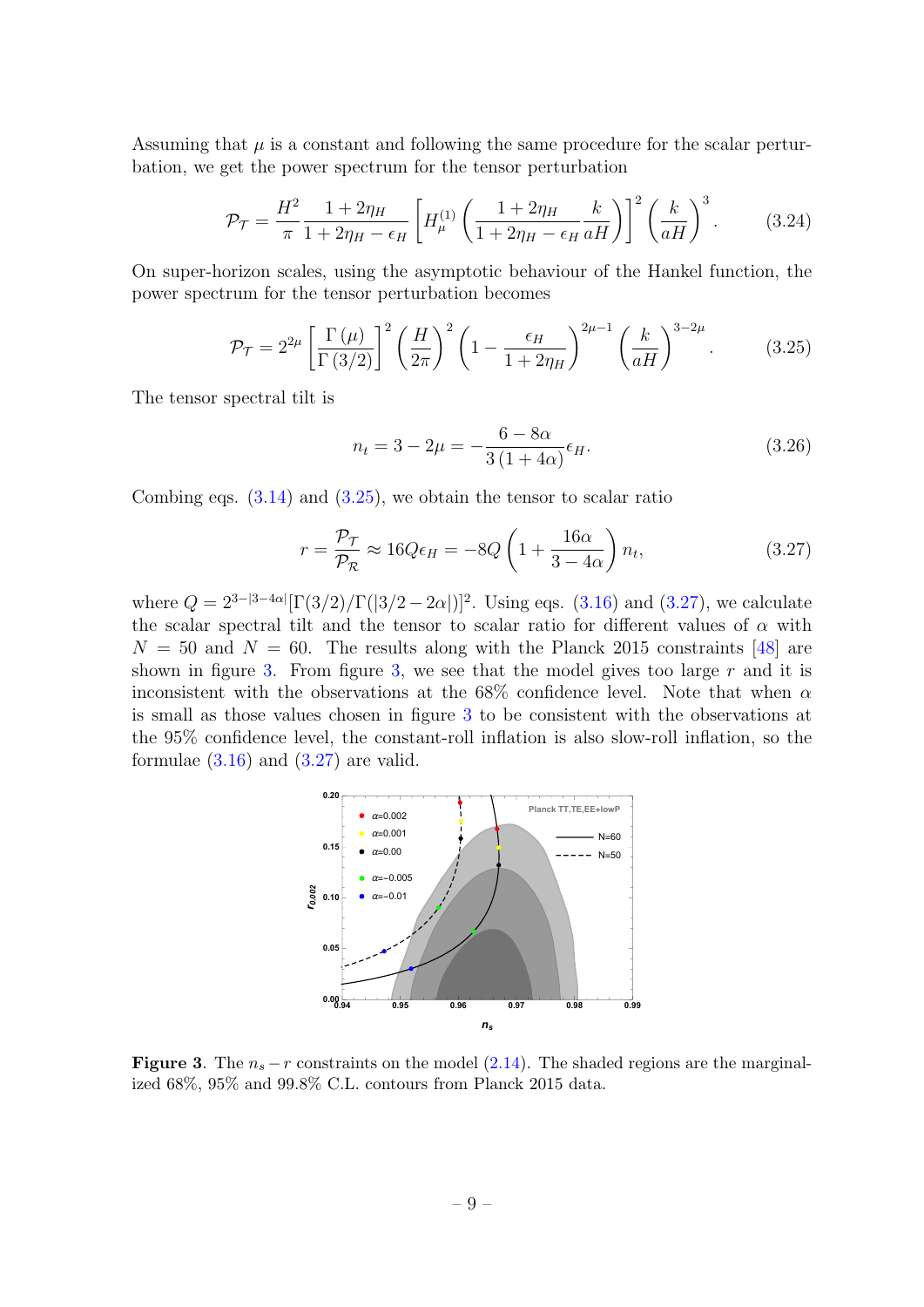Assuming that $\mu$ is a constant and following the same procedure for the scalar perturbation, we get the power spectrum for the tensor perturbation

$$\mathcal{P}_{\mathcal{T}} = \frac{H^2}{\pi} \frac{1+2\eta_H}{1+2\eta_H - \epsilon_H} \left[ H_\mu^{(1)} \left( \frac{1+2\eta_H}{1+2\eta_H-\epsilon_H} \frac{k}{aH} \right) \right]^2 \left( \frac{k}{aH} \right)^3. \tag{3.24}$$

On super-horizon scales, using the asymptotic behaviour of the Hankel function, the power spectrum for the tensor perturbation becomes

$$\mathcal{P}_{\mathcal{T}} = 2^{2\mu} \left[ \frac{\Gamma(\mu)}{\Gamma(3/2)} \right]^2 \left( \frac{H}{2\pi} \right)^2 \left( 1 - \frac{\epsilon_H}{1+2\eta_H} \right)^{2\mu-1} \left( \frac{k}{aH} \right)^{3-2\mu}. \tag{3.25}$$

The tensor spectral tilt is

$$n_t = 3 - 2\mu = -\frac{6-8\alpha}{3(1+4\alpha)}\epsilon_H. \tag{3.26}$$

Combing eqs. (3.14) and (3.25), we obtain the tensor to scalar ratio

$$r = \frac{\mathcal{P}_{\mathcal{T}}}{\mathcal{P}_{\mathcal{R}}} \approx 16Q\epsilon_H = -8Q \left( 1 + \frac{16\alpha}{3-4\alpha} \right) n_t, \tag{3.27}$$

where $Q = 2^{3-|3-4\alpha|}[\Gamma(3/2)/\Gamma(|3/2-2\alpha|)]^2$. Using eqs. (3.16) and (3.27), we calculate the scalar spectral tilt and the tensor to scalar ratio for different values of $\alpha$ with $N = 50$ and $N = 60$. The results along with the Planck 2015 constraints [48] are shown in figure 3. From figure 3, we see that the model gives too large $r$ and it is inconsistent with the observations at the 68% confidence level. Note that when $\alpha$ is small as those values chosen in figure 3 to be consistent with the observations at the 95% confidence level, the constant-roll inflation is also slow-roll inflation, so the formulae (3.16) and (3.27) are valid.

**Figure 3**. The $n_s - r$ constraints on the model (2.14). The shaded regions are the marginalized 68%, 95% and 99.8% C.L. contours from Planck 2015 data.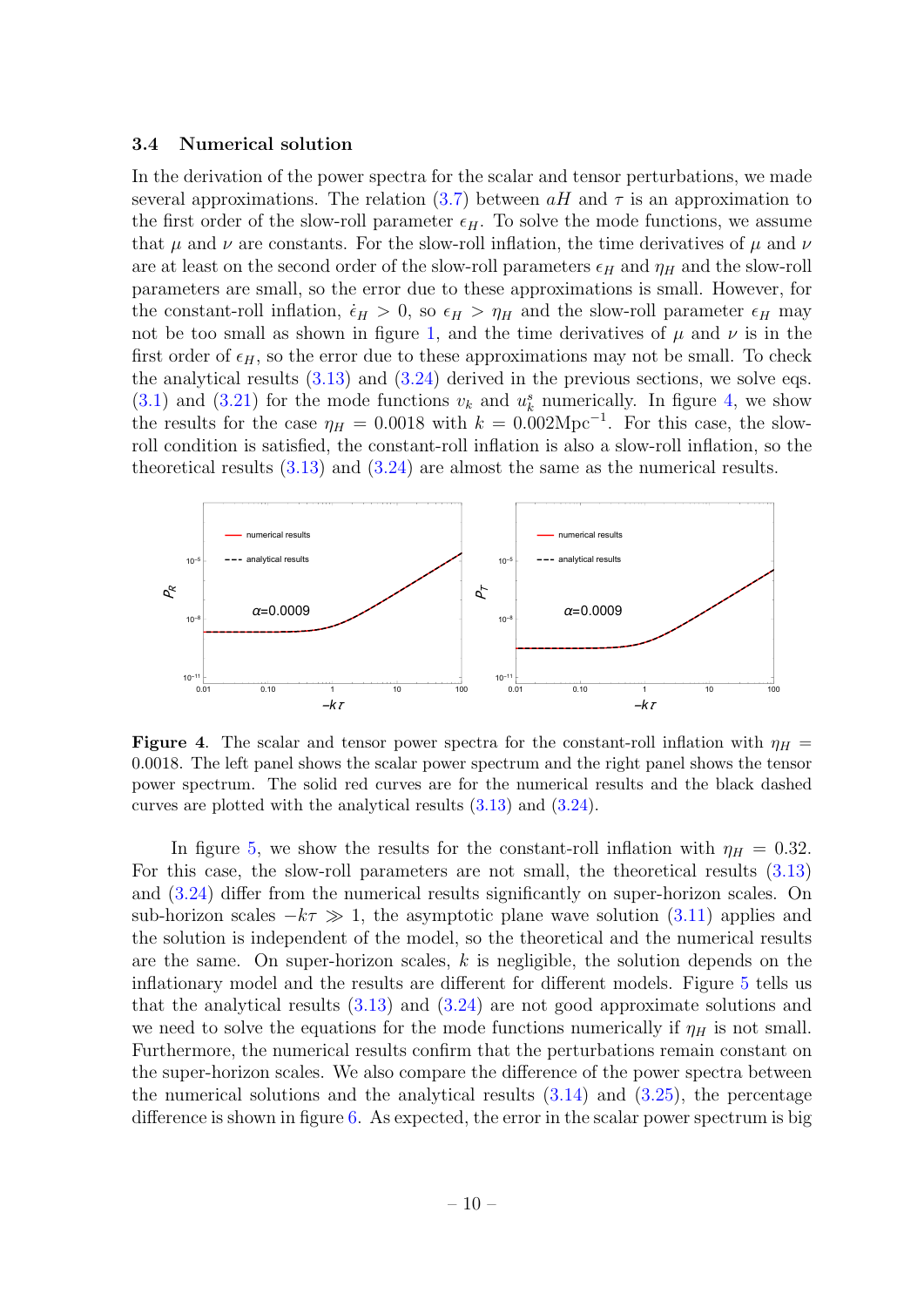### 3.4 Numerical solution

In the derivation of the power spectra for the scalar and tensor perturbations, we made several approximations. The relation (3.7) between $aH$ and $\tau$ is an approximation to the first order of the slow-roll parameter $\epsilon_H$. To solve the mode functions, we assume that $\mu$ and $\nu$ are constants. For the slow-roll inflation, the time derivatives of $\mu$ and $\nu$ are at least on the second order of the slow-roll parameters $\epsilon_H$ and $\eta_H$ and the slow-roll parameters are small, so the error due to these approximations is small. However, for the constant-roll inflation, $\dot{\epsilon}_H > 0$, so $\epsilon_H > \eta_H$ and the slow-roll parameter $\epsilon_H$ may not be too small as shown in figure 1, and the time derivatives of $\mu$ and $\nu$ is in the first order of $\epsilon_H$, so the error due to these approximations may not be small. To check the analytical results (3.13) and (3.24) derived in the previous sections, we solve eqs. (3.1) and (3.21) for the mode functions $v_k$ and $u_k^s$ numerically. In figure 4, we show the results for the case $\eta_H = 0.0018$ with $k = 0.002\text{Mpc}^{-1}$. For this case, the slow-roll condition is satisfied, the constant-roll inflation is also a slow-roll inflation, so the theoretical results (3.13) and (3.24) are almost the same as the numerical results.

**Figure 4**. The scalar and tensor power spectra for the constant-roll inflation with $\eta_H = 0.0018$. The left panel shows the scalar power spectrum and the right panel shows the tensor power spectrum. The solid red curves are for the numerical results and the black dashed curves are plotted with the analytical results (3.13) and (3.24).

In figure 5, we show the results for the constant-roll inflation with $\eta_H = 0.32$. For this case, the slow-roll parameters are not small, the theoretical results (3.13) and (3.24) differ from the numerical results significantly on super-horizon scales. On sub-horizon scales $-k\tau \gg 1$, the asymptotic plane wave solution (3.11) applies and the solution is independent of the model, so the theoretical and the numerical results are the same. On super-horizon scales, $k$ is negligible, the solution depends on the inflationary model and the results are different for different models. Figure 5 tells us that the analytical results (3.13) and (3.24) are not good approximate solutions and we need to solve the equations for the mode functions numerically if $\eta_H$ is not small. Furthermore, the numerical results confirm that the perturbations remain constant on the super-horizon scales. We also compare the difference of the power spectra between the numerical solutions and the analytical results (3.14) and (3.25), the percentage difference is shown in figure 6. As expected, the error in the scalar power spectrum is big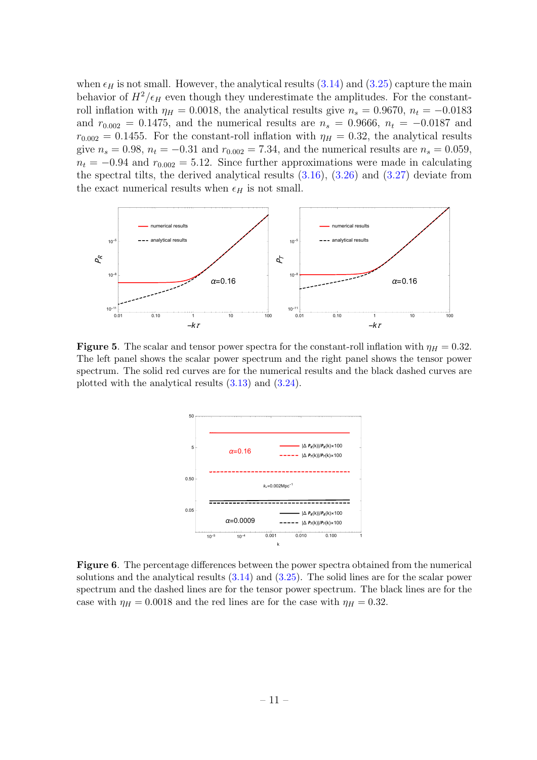when $\epsilon_H$ is not small. However, the analytical results (3.14) and (3.25) capture the main behavior of $H^2/\epsilon_H$ even though they underestimate the amplitudes. For the constant-roll inflation with $\eta_H = 0.0018$, the analytical results give $n_s = 0.9670$, $n_t = -0.0183$ and $r_{0.002} = 0.1475$, and the numerical results are $n_s = 0.9666$, $n_t = -0.0187$ and $r_{0.002} = 0.1455$. For the constant-roll inflation with $\eta_H = 0.32$, the analytical results give $n_s = 0.98$, $n_t = -0.31$ and $r_{0.002} = 7.34$, and the numerical results are $n_s = 0.059$, $n_t = -0.94$ and $r_{0.002} = 5.12$. Since further approximations were made in calculating the spectral tilts, the derived analytical results (3.16), (3.26) and (3.27) deviate from the exact numerical results when $\epsilon_H$ is not small.

**Figure 5**. The scalar and tensor power spectra for the constant-roll inflation with $\eta_H = 0.32$. The left panel shows the scalar power spectrum and the right panel shows the tensor power spectrum. The solid red curves are for the numerical results and the black dashed curves are plotted with the analytical results (3.13) and (3.24).

**Figure 6**. The percentage differences between the power spectra obtained from the numerical solutions and the analytical results (3.14) and (3.25). The solid lines are for the scalar power spectrum and the dashed lines are for the tensor power spectrum. The black lines are for the case with $\eta_H = 0.0018$ and the red lines are for the case with $\eta_H = 0.32$.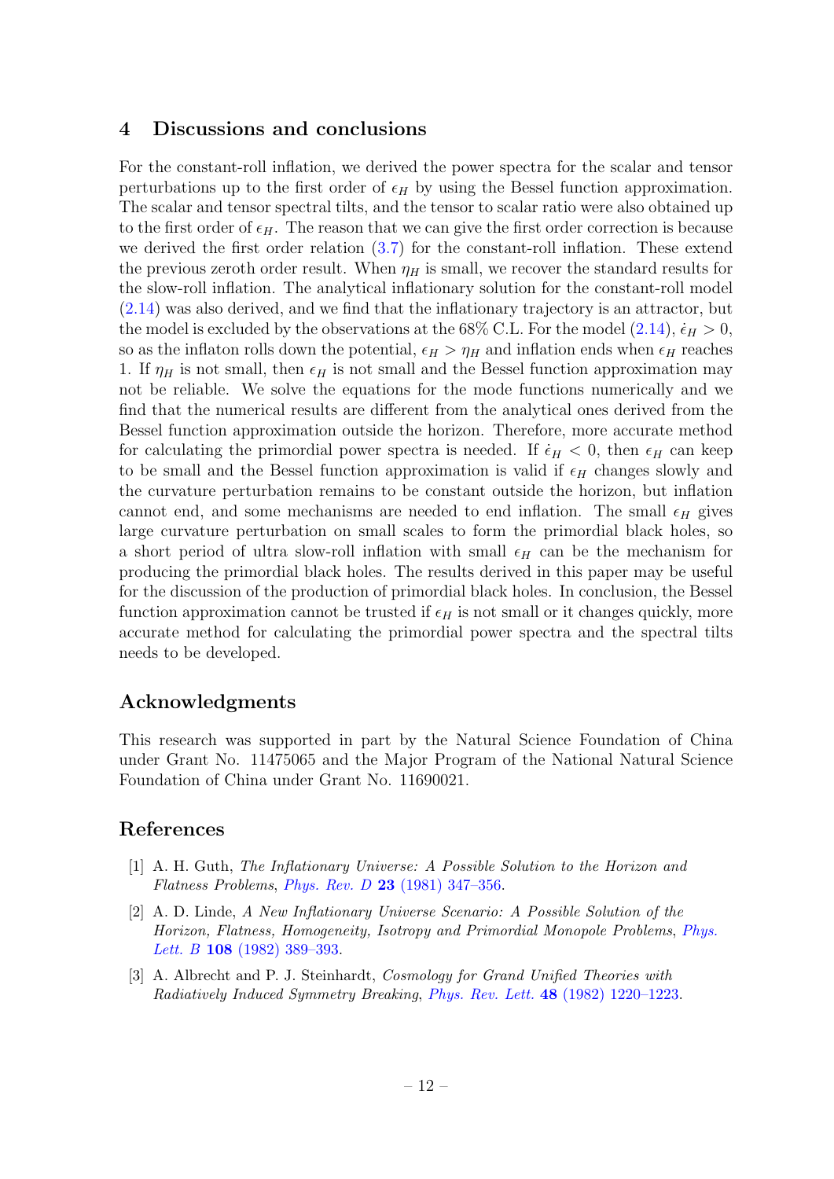## 4 Discussions and conclusions

For the constant-roll inflation, we derived the power spectra for the scalar and tensor perturbations up to the first order of $\epsilon_H$ by using the Bessel function approximation. The scalar and tensor spectral tilts, and the tensor to scalar ratio were also obtained up to the first order of $\epsilon_H$. The reason that we can give the first order correction is because we derived the first order relation (3.7) for the constant-roll inflation. These extend the previous zeroth order result. When $\eta_H$ is small, we recover the standard results for the slow-roll inflation. The analytical inflationary solution for the constant-roll model (2.14) was also derived, and we find that the inflationary trajectory is an attractor, but the model is excluded by the observations at the 68% C.L. For the model (2.14), $\dot{\epsilon}_H > 0$, so as the inflaton rolls down the potential, $\epsilon_H > \eta_H$ and inflation ends when $\epsilon_H$ reaches 1. If $\eta_H$ is not small, then $\epsilon_H$ is not small and the Bessel function approximation may not be reliable. We solve the equations for the mode functions numerically and we find that the numerical results are different from the analytical ones derived from the Bessel function approximation outside the horizon. Therefore, more accurate method for calculating the primordial power spectra is needed. If $\dot{\epsilon}_H < 0$, then $\epsilon_H$ can keep to be small and the Bessel function approximation is valid if $\epsilon_H$ changes slowly and the curvature perturbation remains to be constant outside the horizon, but inflation cannot end, and some mechanisms are needed to end inflation. The small $\epsilon_H$ gives large curvature perturbation on small scales to form the primordial black holes, so a short period of ultra slow-roll inflation with small $\epsilon_H$ can be the mechanism for producing the primordial black holes. The results derived in this paper may be useful for the discussion of the production of primordial black holes. In conclusion, the Bessel function approximation cannot be trusted if $\epsilon_H$ is not small or it changes quickly, more accurate method for calculating the primordial power spectra and the spectral tilts needs to be developed.

## Acknowledgments

This research was supported in part by the Natural Science Foundation of China under Grant No. 11475065 and the Major Program of the National Natural Science Foundation of China under Grant No. 11690021.

## References

[1] A. H. Guth, *The Inflationary Universe: A Possible Solution to the Horizon and Flatness Problems*, *Phys. Rev. D* **23** (1981) 347–356.

[2] A. D. Linde, *A New Inflationary Universe Scenario: A Possible Solution of the Horizon, Flatness, Homogeneity, Isotropy and Primordial Monopole Problems*, *Phys. Lett. B* **108** (1982) 389–393.

[3] A. Albrecht and P. J. Steinhardt, *Cosmology for Grand Unified Theories with Radiatively Induced Symmetry Breaking*, *Phys. Rev. Lett.* **48** (1982) 1220–1223.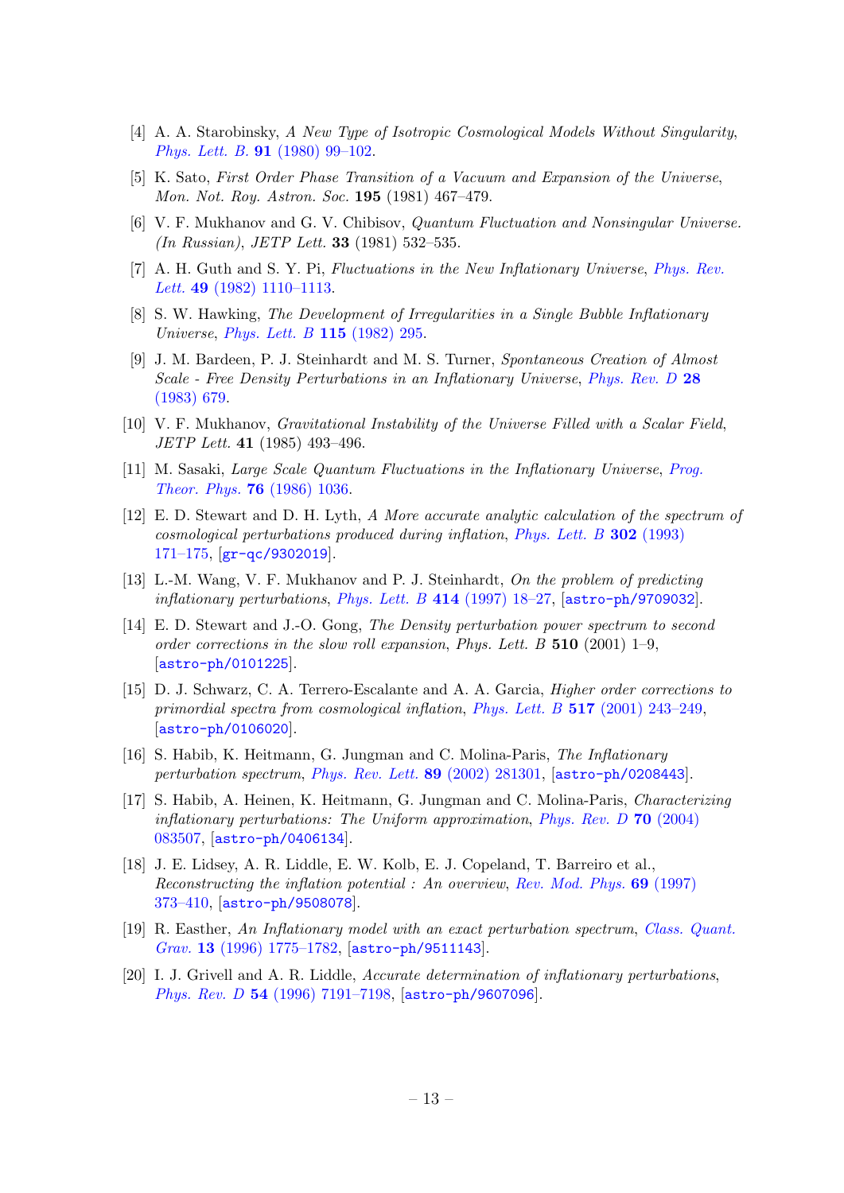[4] A. A. Starobinsky, *A New Type of Isotropic Cosmological Models Without Singularity*, *Phys. Lett. B.* **91** (1980) 99–102.

[5] K. Sato, *First Order Phase Transition of a Vacuum and Expansion of the Universe*, *Mon. Not. Roy. Astron. Soc.* **195** (1981) 467–479.

[6] V. F. Mukhanov and G. V. Chibisov, *Quantum Fluctuation and Nonsingular Universe. (In Russian)*, *JETP Lett.* **33** (1981) 532–535.

[7] A. H. Guth and S. Y. Pi, *Fluctuations in the New Inflationary Universe*, *Phys. Rev. Lett.* **49** (1982) 1110–1113.

[8] S. W. Hawking, *The Development of Irregularities in a Single Bubble Inflationary Universe*, *Phys. Lett. B* **115** (1982) 295.

[9] J. M. Bardeen, P. J. Steinhardt and M. S. Turner, *Spontaneous Creation of Almost Scale - Free Density Perturbations in an Inflationary Universe*, *Phys. Rev. D* **28** (1983) 679.

[10] V. F. Mukhanov, *Gravitational Instability of the Universe Filled with a Scalar Field*, *JETP Lett.* **41** (1985) 493–496.

[11] M. Sasaki, *Large Scale Quantum Fluctuations in the Inflationary Universe*, *Prog. Theor. Phys.* **76** (1986) 1036.

[12] E. D. Stewart and D. H. Lyth, *A More accurate analytic calculation of the spectrum of cosmological perturbations produced during inflation*, *Phys. Lett. B* **302** (1993) 171–175, [gr-qc/9302019].

[13] L.-M. Wang, V. F. Mukhanov and P. J. Steinhardt, *On the problem of predicting inflationary perturbations*, *Phys. Lett. B* **414** (1997) 18–27, [astro-ph/9709032].

[14] E. D. Stewart and J.-O. Gong, *The Density perturbation power spectrum to second order corrections in the slow roll expansion*, *Phys. Lett. B* **510** (2001) 1–9, [astro-ph/0101225].

[15] D. J. Schwarz, C. A. Terrero-Escalante and A. A. Garcia, *Higher order corrections to primordial spectra from cosmological inflation*, *Phys. Lett. B* **517** (2001) 243–249, [astro-ph/0106020].

[16] S. Habib, K. Heitmann, G. Jungman and C. Molina-Paris, *The Inflationary perturbation spectrum*, *Phys. Rev. Lett.* **89** (2002) 281301, [astro-ph/0208443].

[17] S. Habib, A. Heinen, K. Heitmann, G. Jungman and C. Molina-Paris, *Characterizing inflationary perturbations: The Uniform approximation*, *Phys. Rev. D* **70** (2004) 083507, [astro-ph/0406134].

[18] J. E. Lidsey, A. R. Liddle, E. W. Kolb, E. J. Copeland, T. Barreiro et al., *Reconstructing the inflation potential : An overview*, *Rev. Mod. Phys.* **69** (1997) 373–410, [astro-ph/9508078].

[19] R. Easther, *An Inflationary model with an exact perturbation spectrum*, *Class. Quant. Grav.* **13** (1996) 1775–1782, [astro-ph/9511143].

[20] I. J. Grivell and A. R. Liddle, *Accurate determination of inflationary perturbations*, *Phys. Rev. D* **54** (1996) 7191–7198, [astro-ph/9607096].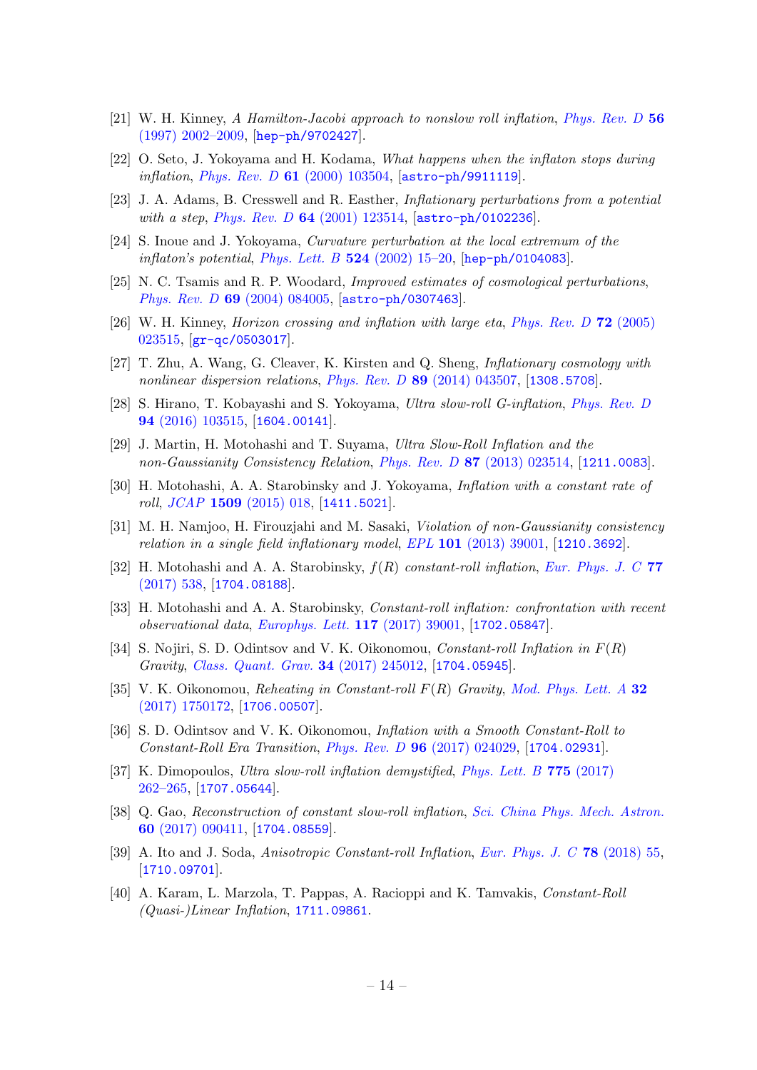[21] W. H. Kinney, *A Hamilton-Jacobi approach to nonslow roll inflation*, *Phys. Rev. D* **56** (1997) 2002–2009, [hep-ph/9702427].

[22] O. Seto, J. Yokoyama and H. Kodama, *What happens when the inflaton stops during inflation*, *Phys. Rev. D* **61** (2000) 103504, [astro-ph/9911119].

[23] J. A. Adams, B. Cresswell and R. Easther, *Inflationary perturbations from a potential with a step*, *Phys. Rev. D* **64** (2001) 123514, [astro-ph/0102236].

[24] S. Inoue and J. Yokoyama, *Curvature perturbation at the local extremum of the inflaton's potential*, *Phys. Lett. B* **524** (2002) 15–20, [hep-ph/0104083].

[25] N. C. Tsamis and R. P. Woodard, *Improved estimates of cosmological perturbations*, *Phys. Rev. D* **69** (2004) 084005, [astro-ph/0307463].

[26] W. H. Kinney, *Horizon crossing and inflation with large eta*, *Phys. Rev. D* **72** (2005) 023515, [gr-qc/0503017].

[27] T. Zhu, A. Wang, G. Cleaver, K. Kirsten and Q. Sheng, *Inflationary cosmology with nonlinear dispersion relations*, *Phys. Rev. D* **89** (2014) 043507, [1308.5708].

[28] S. Hirano, T. Kobayashi and S. Yokoyama, *Ultra slow-roll G-inflation*, *Phys. Rev. D* **94** (2016) 103515, [1604.00141].

[29] J. Martin, H. Motohashi and T. Suyama, *Ultra Slow-Roll Inflation and the non-Gaussianity Consistency Relation*, *Phys. Rev. D* **87** (2013) 023514, [1211.0083].

[30] H. Motohashi, A. A. Starobinsky and J. Yokoyama, *Inflation with a constant rate of roll*, *JCAP* **1509** (2015) 018, [1411.5021].

[31] M. H. Namjoo, H. Firouzjahi and M. Sasaki, *Violation of non-Gaussianity consistency relation in a single field inflationary model*, *EPL* **101** (2013) 39001, [1210.3692].

[32] H. Motohashi and A. A. Starobinsky, *$f(R)$ constant-roll inflation*, *Eur. Phys. J. C* **77** (2017) 538, [1704.08188].

[33] H. Motohashi and A. A. Starobinsky, *Constant-roll inflation: confrontation with recent observational data*, *Europhys. Lett.* **117** (2017) 39001, [1702.05847].

[34] S. Nojiri, S. D. Odintsov and V. K. Oikonomou, *Constant-roll Inflation in $F(R)$ Gravity*, *Class. Quant. Grav.* **34** (2017) 245012, [1704.05945].

[35] V. K. Oikonomou, *Reheating in Constant-roll $F(R)$ Gravity*, *Mod. Phys. Lett. A* **32** (2017) 1750172, [1706.00507].

[36] S. D. Odintsov and V. K. Oikonomou, *Inflation with a Smooth Constant-Roll to Constant-Roll Era Transition*, *Phys. Rev. D* **96** (2017) 024029, [1704.02931].

[37] K. Dimopoulos, *Ultra slow-roll inflation demystified*, *Phys. Lett. B* **775** (2017) 262–265, [1707.05644].

[38] Q. Gao, *Reconstruction of constant slow-roll inflation*, *Sci. China Phys. Mech. Astron.* **60** (2017) 090411, [1704.08559].

[39] A. Ito and J. Soda, *Anisotropic Constant-roll Inflation*, *Eur. Phys. J. C* **78** (2018) 55, [1710.09701].

[40] A. Karam, L. Marzola, T. Pappas, A. Racioppi and K. Tamvakis, *Constant-Roll (Quasi-)Linear Inflation*, 1711.09861.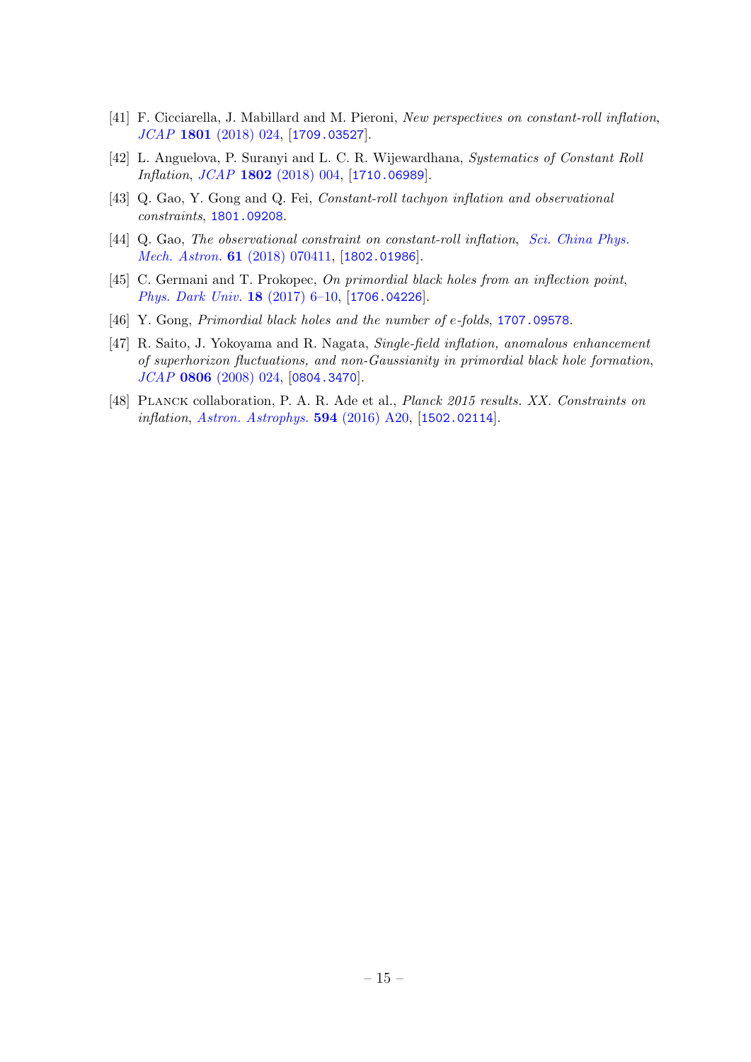[41] F. Cicciarella, J. Mabillard and M. Pieroni, *New perspectives on constant-roll inflation*, *JCAP* **1801** (2018) 024, [1709.03527].

[42] L. Anguelova, P. Suranyi and L. C. R. Wijewardhana, *Systematics of Constant Roll Inflation*, *JCAP* **1802** (2018) 004, [1710.06989].

[43] Q. Gao, Y. Gong and Q. Fei, *Constant-roll tachyon inflation and observational constraints*, 1801.09208.

[44] Q. Gao, *The observational constraint on constant-roll inflation*, *Sci. China Phys. Mech. Astron.* **61** (2018) 070411, [1802.01986].

[45] C. Germani and T. Prokopec, *On primordial black holes from an inflection point*, *Phys. Dark Univ.* **18** (2017) 6–10, [1706.04226].

[46] Y. Gong, *Primordial black holes and the number of e-folds*, 1707.09578.

[47] R. Saito, J. Yokoyama and R. Nagata, *Single-field inflation, anomalous enhancement of superhorizon fluctuations, and non-Gaussianity in primordial black hole formation*, *JCAP* **0806** (2008) 024, [0804.3470].

[48] Planck collaboration, P. A. R. Ade et al., *Planck 2015 results. XX. Constraints on inflation*, *Astron. Astrophys.* **594** (2016) A20, [1502.02114].